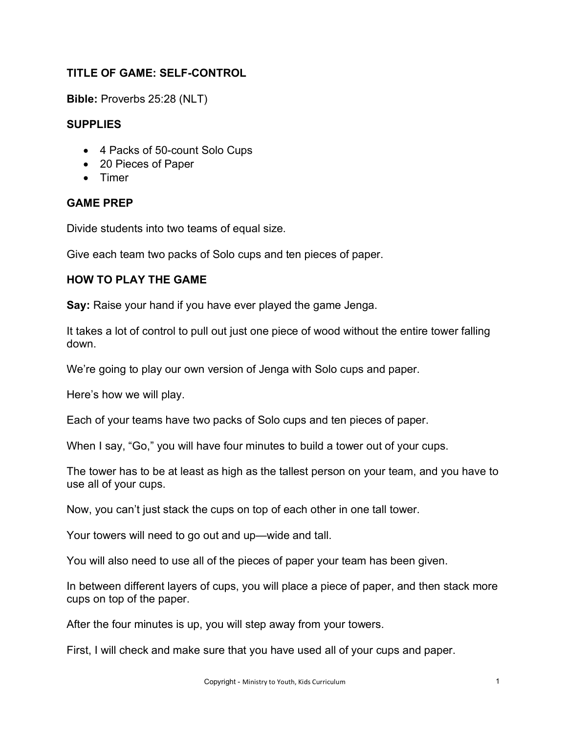## TITLE OF GAME: SELF-CONTROL

**Bible:** Proverbs 25:28 (NLT)

### SUPPLIES

- 4 Packs of 50-count Solo Cups
- 20 Pieces of Paper
- Timer

### GAME PREP

Divide students into two teams of equal size.

Give each team two packs of Solo cups and ten pieces of paper.

### HOW TO PLAY THE GAME

**Say:** Raise your hand if you have ever played the game Jenga.

It takes a lot of control to pull out just one piece of wood without the entire tower falling down.

We're going to play our own version of Jenga with Solo cups and paper.

Here's how we will play.

Each of your teams have two packs of Solo cups and ten pieces of paper.

When I say, "Go," you will have four minutes to build a tower out of your cups.

The tower has to be at least as high as the tallest person on your team, and you have to use all of your cups.

Now, you can't just stack the cups on top of each other in one tall tower.

Your towers will need to go out and up—wide and tall.

You will also need to use all of the pieces of paper your team has been given.

In between different layers of cups, you will place a piece of paper, and then stack more cups on top of the paper.

After the four minutes is up, you will step away from your towers.

First, I will check and make sure that you have used all of your cups and paper.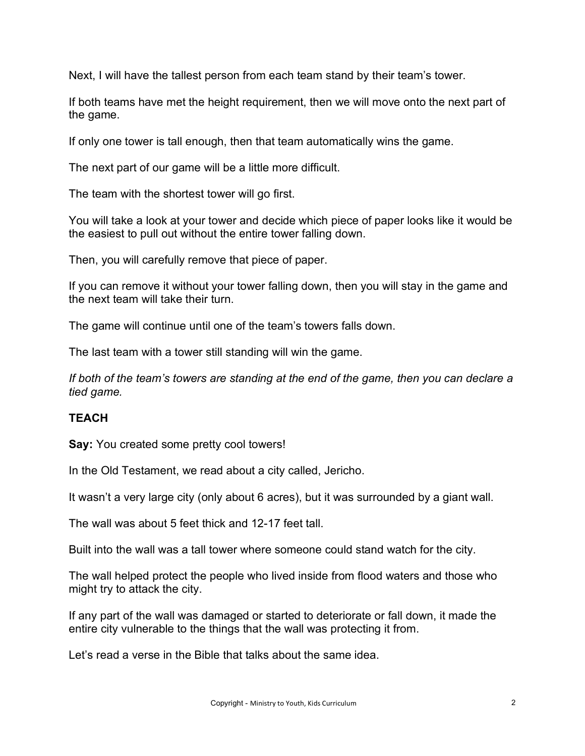Next, I will have the tallest person from each team stand by their team's tower.

If both teams have met the height requirement, then we will move onto the next part of the game.

If only one tower is tall enough, then that team automatically wins the game.

The next part of our game will be a little more difficult.

The team with the shortest tower will go first.

You will take a look at your tower and decide which piece of paper looks like it would be the easiest to pull out without the entire tower falling down.

Then, you will carefully remove that piece of paper.

If you can remove it without your tower falling down, then you will stay in the game and the next team will take their turn.

The game will continue until one of the team's towers falls down.

The last team with a tower still standing will win the game.

*If both of the team's towers are standing at the end of the game, then you can declare a tied game.*

**TEACH**

**Say:** You created some pretty cool towers!

In the Old Testament, we read about a city called, Jericho.

It wasn't a very large city (only about 6 acres), but it was surrounded by a giant wall.

The wall was about 5 feet thick and 12-17 feet tall.

Built into the wall was a tall tower where someone could stand watch for the city.

The wall helped protect the people who lived inside from flood waters and those who might try to attack the city.

If any part of the wall was damaged or started to deteriorate or fall down, it made the entire city vulnerable to the things that the wall was protecting it from.

Let's read a verse in the Bible that talks about the same idea.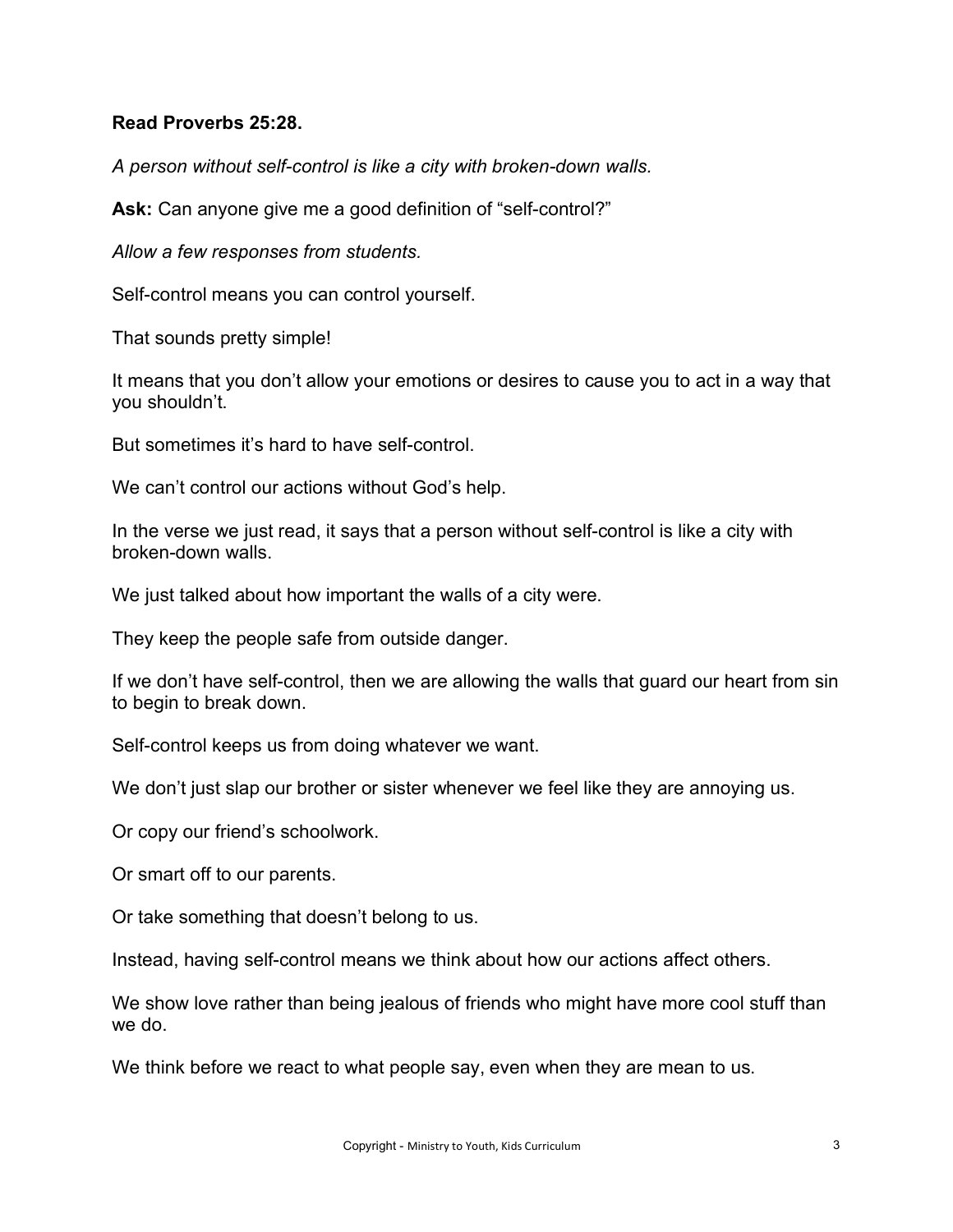**Read Proverbs 25:28.**

*A person without self-control is like a city with broken-down walls.*

**Ask:** Can anyone give me a good definition of "self-control?"

*Allow a few responses from students.*

Self-control means you can control yourself.

That sounds pretty simple!

It means that you don't allow your emotions or desires to cause you to act in a way that you shouldn't.

But sometimes it's hard to have self-control.

We can't control our actions without God's help.

In the verse we just read, it says that a person without self-control is like a city with broken-down walls.

We just talked about how important the walls of a city were.

They keep the people safe from outside danger.

If we don't have self-control, then we are allowing the walls that guard our heart from sin to begin to break down.

Self-control keeps us from doing whatever we want.

We don't just slap our brother or sister whenever we feel like they are annoying us.

Or copy our friend's schoolwork.

Or smart off to our parents.

Or take something that doesn't belong to us.

Instead, having self-control means we think about how our actions affect others.

We show love rather than being jealous of friends who might have more cool stuff than we do.

We think before we react to what people say, even when they are mean to us.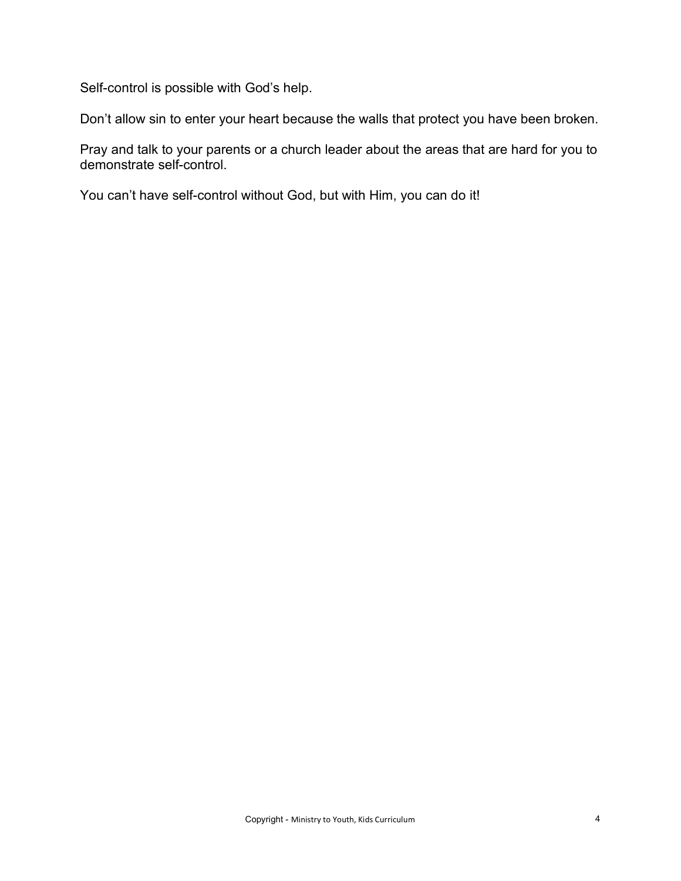Self-control is possible with God’s help.

Don’t allow sin to enter your heart because the walls that protect you have been broken.

Pray and talk to your parents or a church leader about the areas that are hard for you to demonstrate self-control.

You can’t have self-control without God, but with Him, you can do it!